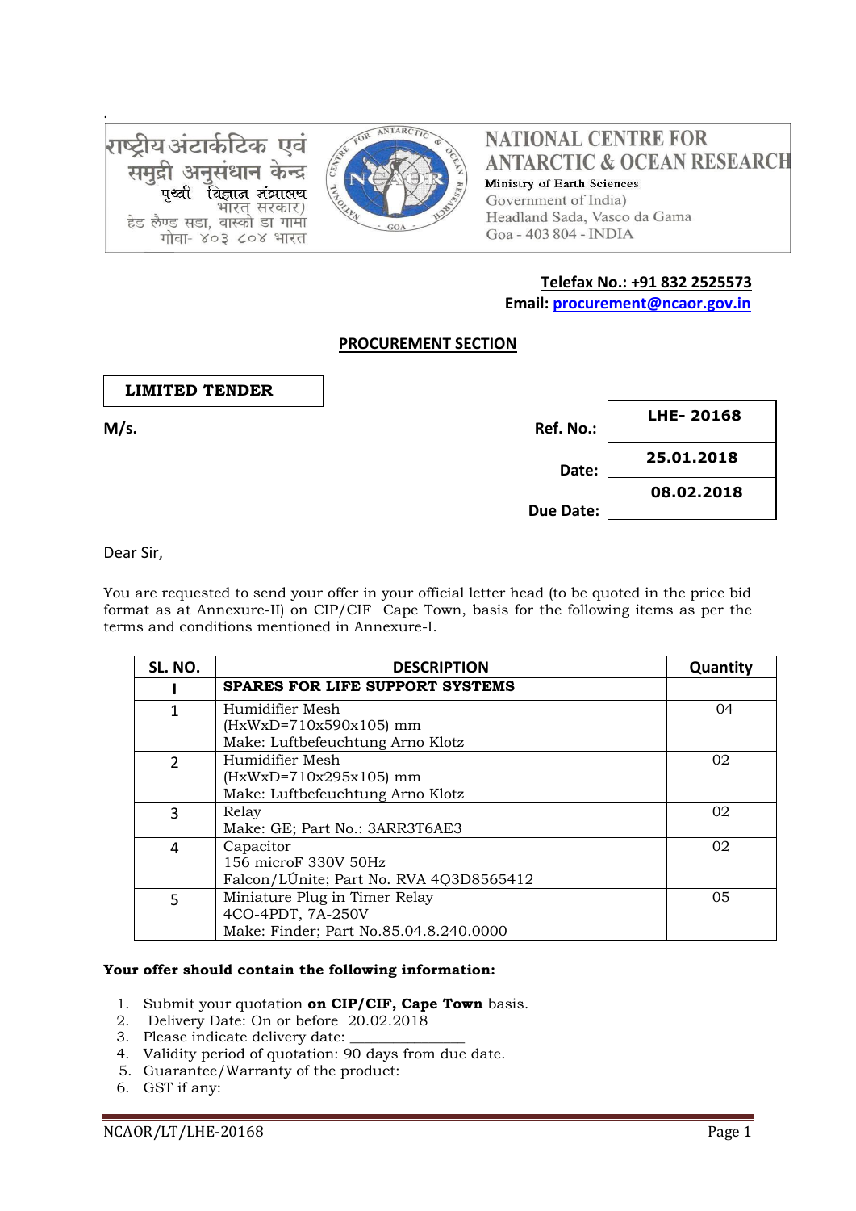राष्ट्रीय अंटार्कटिक एवं समुद्री अनुसंधान केन्द्र
पृथ्वी विज्ञान मंत्रालय
भारत सरकार)
हेड लैण्ड सडा, वास्को डा गामा
गोवा- ४०३ ८०४ भारत

# NATIONAL CENTRE FOR ANTARCTIC & OCEAN RESEARCH

Ministry of Earth Sciences
Government of India)
Headland Sada, Vasco da Gama
Goa - 403 804 - INDIA

**Telefax No.: +91 832 2525573**
**Email: procurement@ncaor.gov.in**

## PROCUREMENT SECTION

**LIMITED TENDER**

**M/s.**

| | |
|---|---|
| **Ref. No.:** | **LHE- 20168** |
| **Date:** | **25.01.2018** |
| **Due Date:** | **08.02.2018** |

Dear Sir,

You are requested to send your offer in your official letter head (to be quoted in the price bid format as at Annexure-II) on CIP/CIF Cape Town, basis for the following items as per the terms and conditions mentioned in Annexure-I.

| SL. NO. | DESCRIPTION | Quantity |
|---|---|---|
| **I** | **SPARES FOR LIFE SUPPORT SYSTEMS** | |
| 1 | Humidifier Mesh (HxWxD=710x590x105) mm Make: Luftbefeuchtung Arno Klotz | 04 |
| 2 | Humidifier Mesh (HxWxD=710x295x105) mm Make: Luftbefeuchtung Arno Klotz | 02 |
| 3 | Relay Make: GE; Part No.: 3ARR3T6AE3 | 02 |
| 4 | Capacitor 156 microF 330V 50Hz Falcon/LÚnite; Part No. RVA 4Q3D8565412 | 02 |
| 5 | Miniature Plug in Timer Relay 4CO-4PDT, 7A-250V Make: Finder; Part No.85.04.8.240.0000 | 05 |

**Your offer should contain the following information:**

1. Submit your quotation **on CIP/CIF, Cape Town** basis.
2. Delivery Date: On or before 20.02.2018
3. Please indicate delivery date: _______________
4. Validity period of quotation: 90 days from due date.
5. Guarantee/Warranty of the product:
6. GST if any: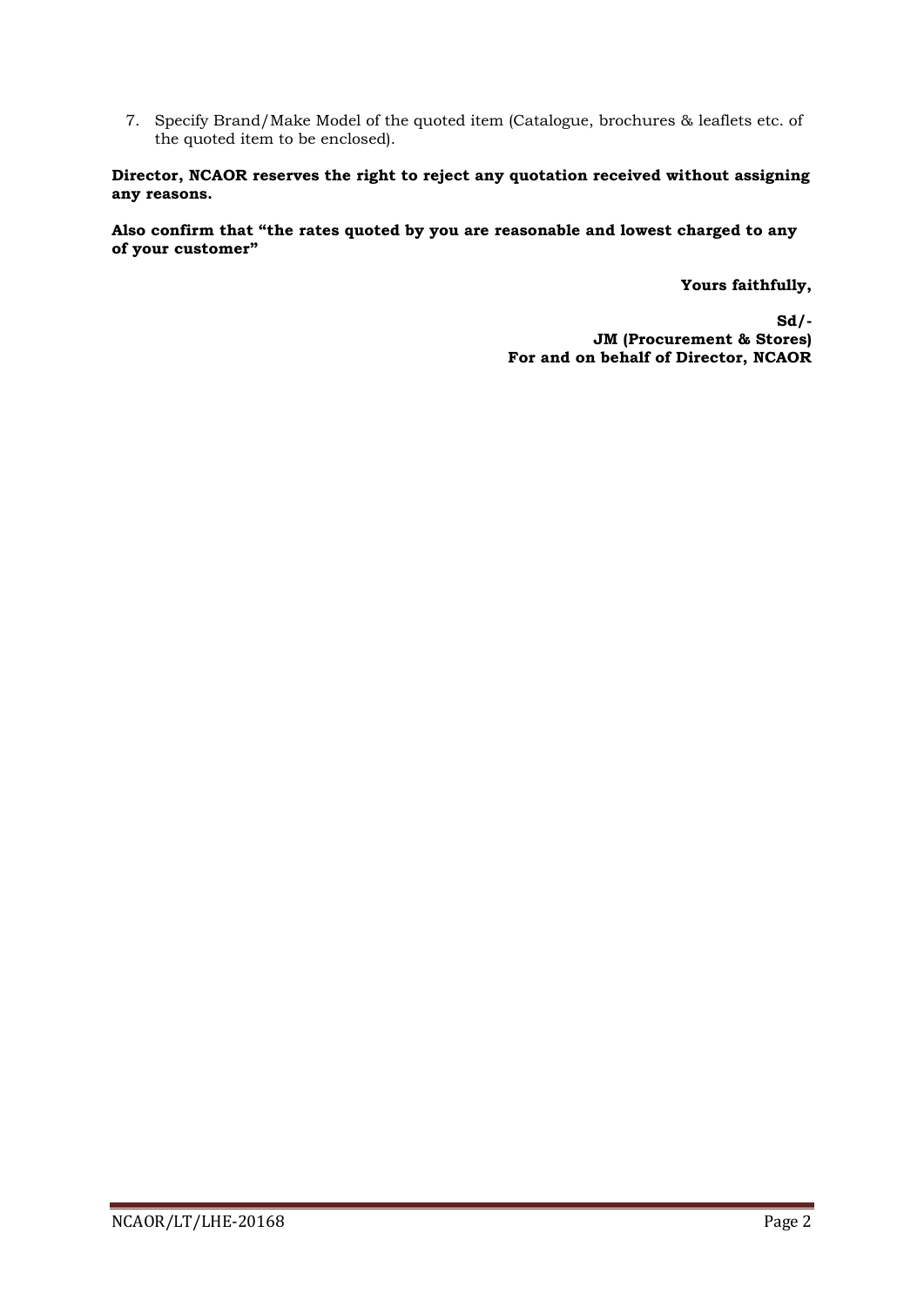7. Specify Brand/Make Model of the quoted item (Catalogue, brochures & leaflets etc. of the quoted item to be enclosed).

**Director, NCAOR reserves the right to reject any quotation received without assigning any reasons.**

**Also confirm that "the rates quoted by you are reasonable and lowest charged to any of your customer"**

**Yours faithfully,**

**Sd/-**
**JM (Procurement & Stores)**
**For and on behalf of Director, NCAOR**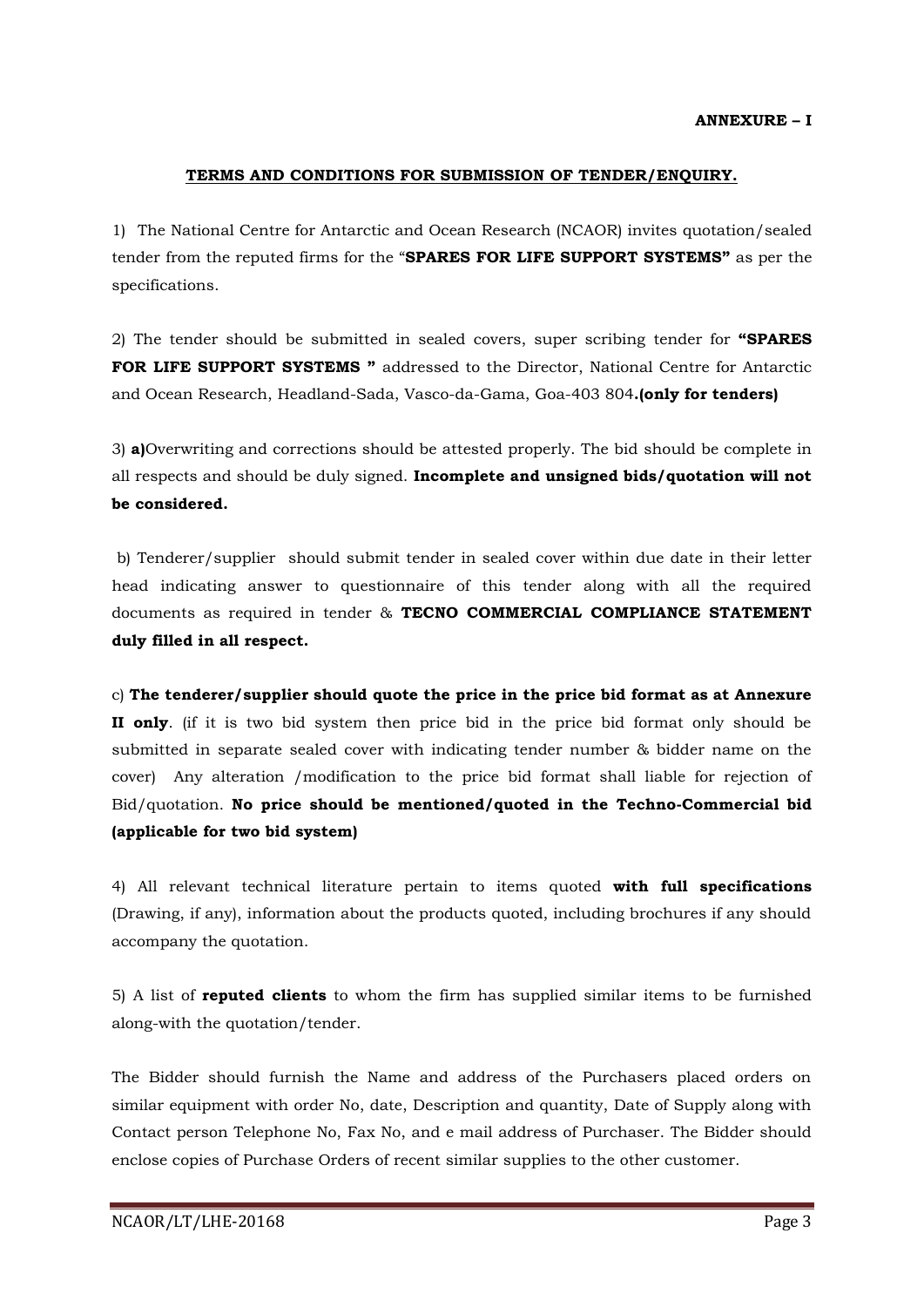**ANNEXURE – I**

**TERMS AND CONDITIONS FOR SUBMISSION OF TENDER/ENQUIRY.**

1) The National Centre for Antarctic and Ocean Research (NCAOR) invites quotation/sealed tender from the reputed firms for the "**SPARES FOR LIFE SUPPORT SYSTEMS"** as per the specifications.

2) The tender should be submitted in sealed covers, super scribing tender for **"SPARES FOR LIFE SUPPORT SYSTEMS "** addressed to the Director, National Centre for Antarctic and Ocean Research, Headland-Sada, Vasco-da-Gama, Goa-403 804**.(only for tenders)**

3) **a)**Overwriting and corrections should be attested properly. The bid should be complete in all respects and should be duly signed. **Incomplete and unsigned bids/quotation will not be considered.**

b) Tenderer/supplier should submit tender in sealed cover within due date in their letter head indicating answer to questionnaire of this tender along with all the required documents as required in tender & **TECNO COMMERCIAL COMPLIANCE STATEMENT duly filled in all respect.**

c) **The tenderer/supplier should quote the price in the price bid format as at Annexure II only**. (if it is two bid system then price bid in the price bid format only should be submitted in separate sealed cover with indicating tender number & bidder name on the cover) Any alteration /modification to the price bid format shall liable for rejection of Bid/quotation. **No price should be mentioned/quoted in the Techno-Commercial bid (applicable for two bid system)**

4) All relevant technical literature pertain to items quoted **with full specifications** (Drawing, if any), information about the products quoted, including brochures if any should accompany the quotation.

5) A list of **reputed clients** to whom the firm has supplied similar items to be furnished along-with the quotation/tender.

The Bidder should furnish the Name and address of the Purchasers placed orders on similar equipment with order No, date, Description and quantity, Date of Supply along with Contact person Telephone No, Fax No, and e mail address of Purchaser. The Bidder should enclose copies of Purchase Orders of recent similar supplies to the other customer.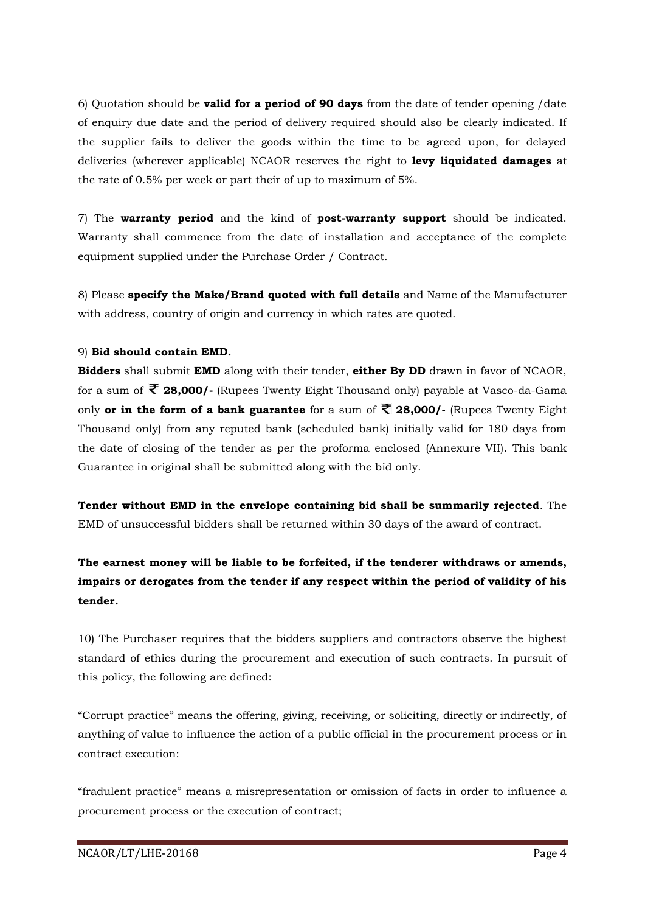6) Quotation should be **valid for a period of 90 days** from the date of tender opening /date of enquiry due date and the period of delivery required should also be clearly indicated. If the supplier fails to deliver the goods within the time to be agreed upon, for delayed deliveries (wherever applicable) NCAOR reserves the right to **levy liquidated damages** at the rate of 0.5% per week or part their of up to maximum of 5%.

7) The **warranty period** and the kind of **post-warranty support** should be indicated. Warranty shall commence from the date of installation and acceptance of the complete equipment supplied under the Purchase Order / Contract.

8) Please **specify the Make/Brand quoted with full details** and Name of the Manufacturer with address, country of origin and currency in which rates are quoted.

9) **Bid should contain EMD.**

**Bidders** shall submit **EMD** along with their tender, **either By DD** drawn in favor of NCAOR, for a sum of **₹ 28,000/-** (Rupees Twenty Eight Thousand only) payable at Vasco-da-Gama only **or in the form of a bank guarantee** for a sum of **₹ 28,000/-** (Rupees Twenty Eight Thousand only) from any reputed bank (scheduled bank) initially valid for 180 days from the date of closing of the tender as per the proforma enclosed (Annexure VII). This bank Guarantee in original shall be submitted along with the bid only.

**Tender without EMD in the envelope containing bid shall be summarily rejected**. The EMD of unsuccessful bidders shall be returned within 30 days of the award of contract.

**The earnest money will be liable to be forfeited, if the tenderer withdraws or amends, impairs or derogates from the tender if any respect within the period of validity of his tender.**

10) The Purchaser requires that the bidders suppliers and contractors observe the highest standard of ethics during the procurement and execution of such contracts. In pursuit of this policy, the following are defined:

"Corrupt practice" means the offering, giving, receiving, or soliciting, directly or indirectly, of anything of value to influence the action of a public official in the procurement process or in contract execution:

"fradulent practice" means a misrepresentation or omission of facts in order to influence a procurement process or the execution of contract;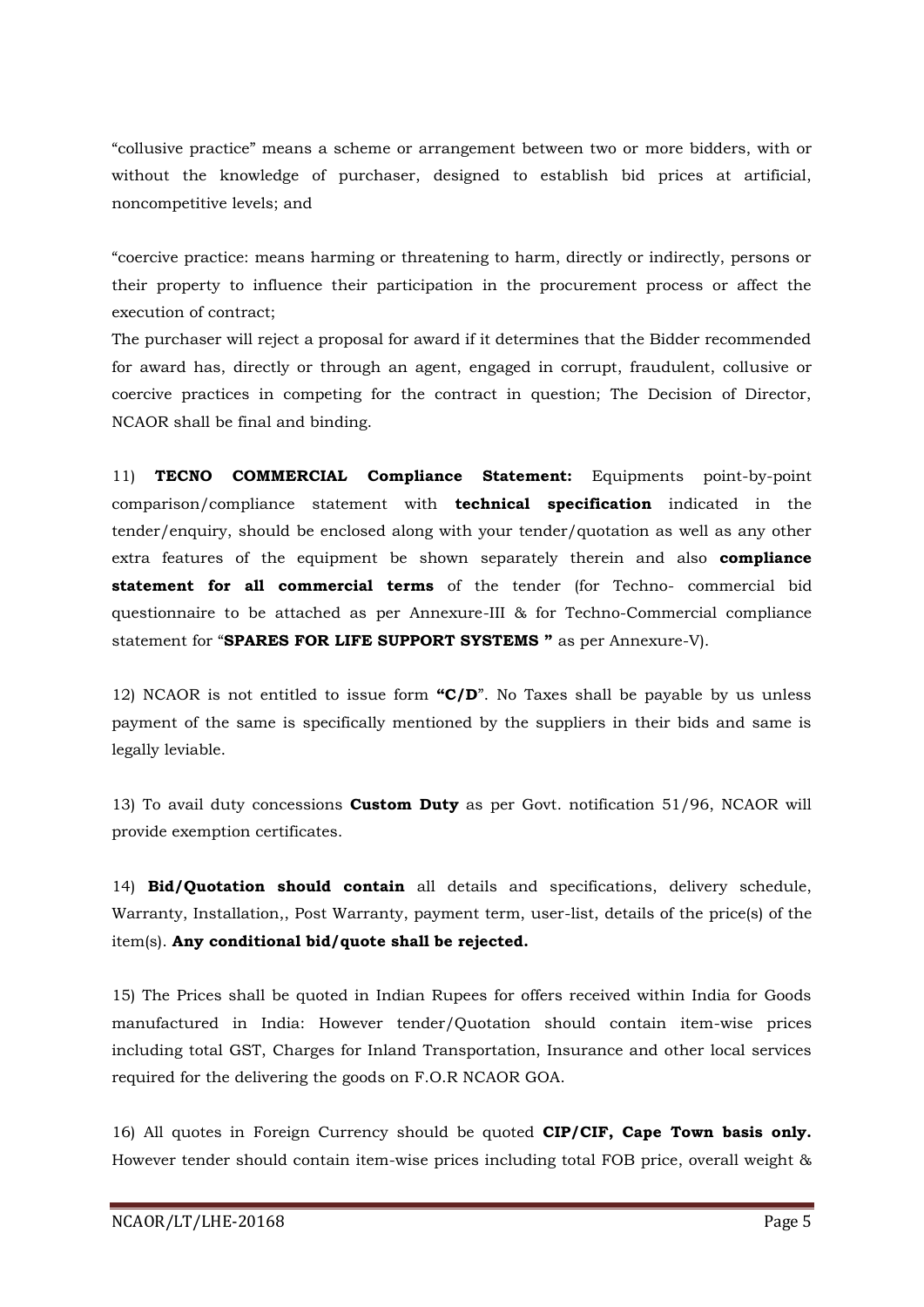"collusive practice" means a scheme or arrangement between two or more bidders, with or without the knowledge of purchaser, designed to establish bid prices at artificial, noncompetitive levels; and

"coercive practice: means harming or threatening to harm, directly or indirectly, persons or their property to influence their participation in the procurement process or affect the execution of contract;

The purchaser will reject a proposal for award if it determines that the Bidder recommended for award has, directly or through an agent, engaged in corrupt, fraudulent, collusive or coercive practices in competing for the contract in question; The Decision of Director, NCAOR shall be final and binding.

11) **TECNO COMMERCIAL Compliance Statement:** Equipments point-by-point comparison/compliance statement with **technical specification** indicated in the tender/enquiry, should be enclosed along with your tender/quotation as well as any other extra features of the equipment be shown separately therein and also **compliance statement for all commercial terms** of the tender (for Techno- commercial bid questionnaire to be attached as per Annexure-III & for Techno-Commercial compliance statement for "**SPARES FOR LIFE SUPPORT SYSTEMS "** as per Annexure-V).

12) NCAOR is not entitled to issue form **"C/D"**. No Taxes shall be payable by us unless payment of the same is specifically mentioned by the suppliers in their bids and same is legally leviable.

13) To avail duty concessions **Custom Duty** as per Govt. notification 51/96, NCAOR will provide exemption certificates.

14) **Bid/Quotation should contain** all details and specifications, delivery schedule, Warranty, Installation,, Post Warranty, payment term, user-list, details of the price(s) of the item(s). **Any conditional bid/quote shall be rejected.**

15) The Prices shall be quoted in Indian Rupees for offers received within India for Goods manufactured in India: However tender/Quotation should contain item-wise prices including total GST, Charges for Inland Transportation, Insurance and other local services required for the delivering the goods on F.O.R NCAOR GOA.

16) All quotes in Foreign Currency should be quoted **CIP/CIF, Cape Town basis only.** However tender should contain item-wise prices including total FOB price, overall weight &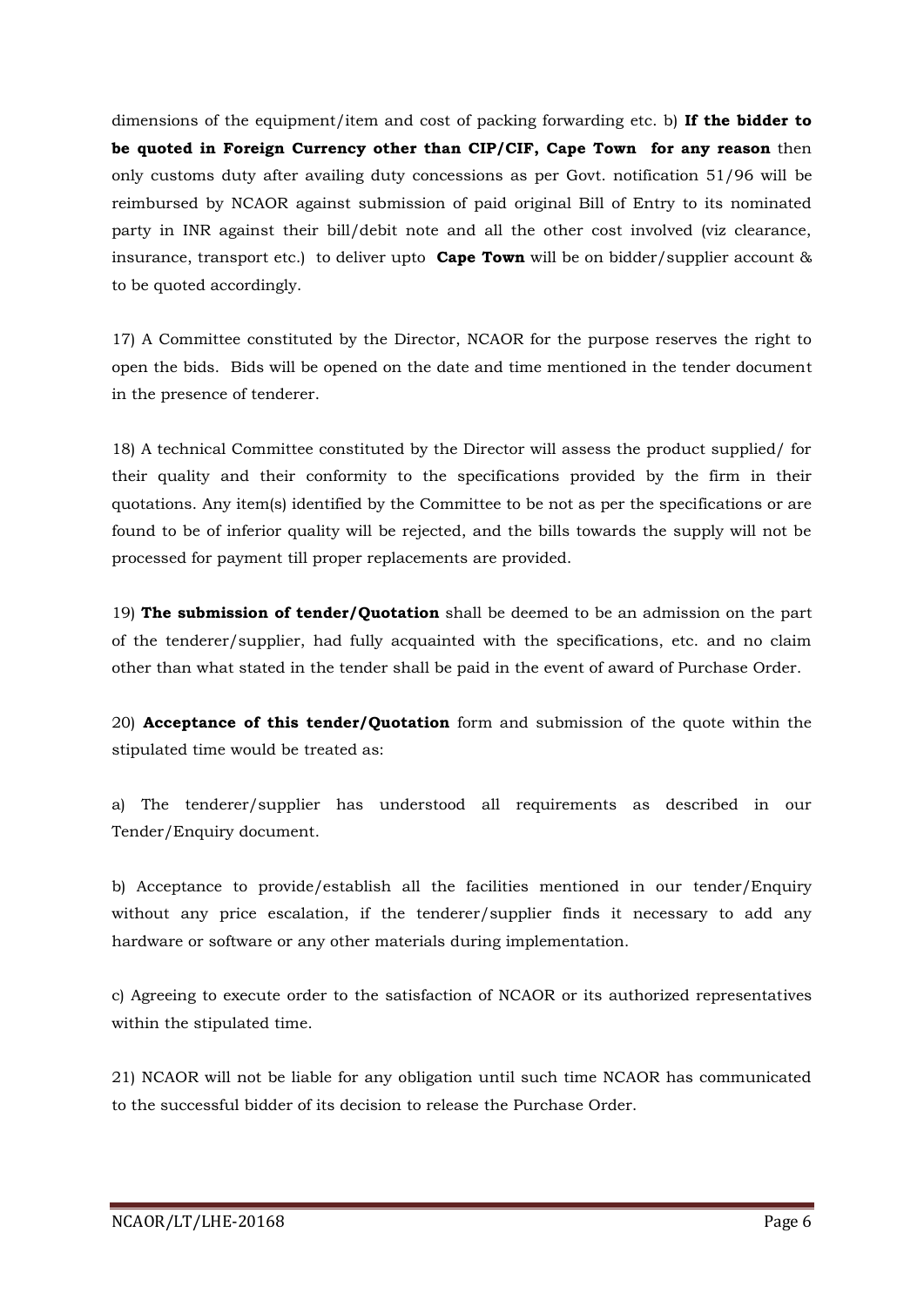dimensions of the equipment/item and cost of packing forwarding etc. b) **If the bidder to be quoted in Foreign Currency other than CIP/CIF, Cape Town for any reason** then only customs duty after availing duty concessions as per Govt. notification 51/96 will be reimbursed by NCAOR against submission of paid original Bill of Entry to its nominated party in INR against their bill/debit note and all the other cost involved (viz clearance, insurance, transport etc.) to deliver upto **Cape Town** will be on bidder/supplier account & to be quoted accordingly.

17) A Committee constituted by the Director, NCAOR for the purpose reserves the right to open the bids. Bids will be opened on the date and time mentioned in the tender document in the presence of tenderer.

18) A technical Committee constituted by the Director will assess the product supplied/ for their quality and their conformity to the specifications provided by the firm in their quotations. Any item(s) identified by the Committee to be not as per the specifications or are found to be of inferior quality will be rejected, and the bills towards the supply will not be processed for payment till proper replacements are provided.

19) **The submission of tender/Quotation** shall be deemed to be an admission on the part of the tenderer/supplier, had fully acquainted with the specifications, etc. and no claim other than what stated in the tender shall be paid in the event of award of Purchase Order.

20) **Acceptance of this tender/Quotation** form and submission of the quote within the stipulated time would be treated as:

a) The tenderer/supplier has understood all requirements as described in our Tender/Enquiry document.

b) Acceptance to provide/establish all the facilities mentioned in our tender/Enquiry without any price escalation, if the tenderer/supplier finds it necessary to add any hardware or software or any other materials during implementation.

c) Agreeing to execute order to the satisfaction of NCAOR or its authorized representatives within the stipulated time.

21) NCAOR will not be liable for any obligation until such time NCAOR has communicated to the successful bidder of its decision to release the Purchase Order.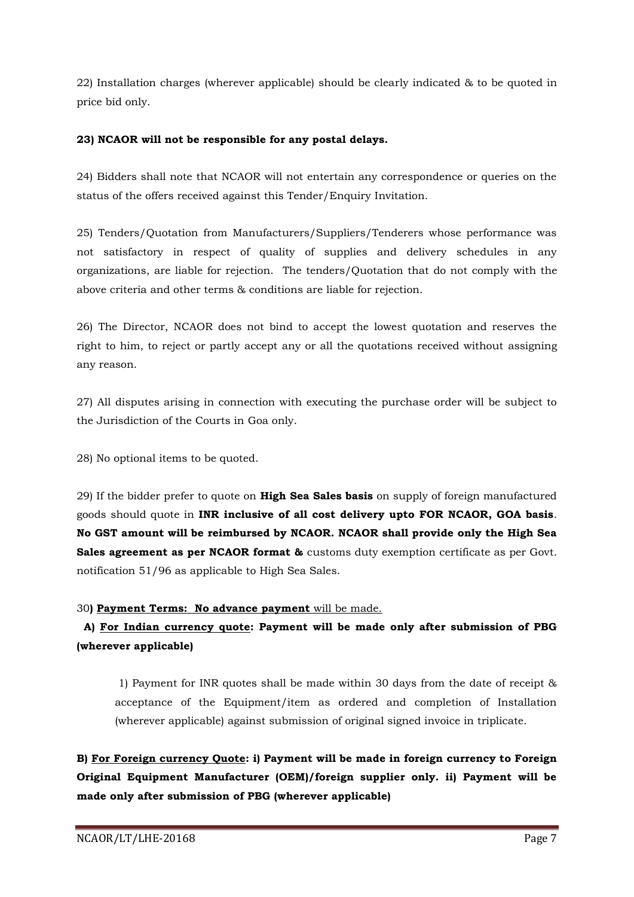22) Installation charges (wherever applicable) should be clearly indicated & to be quoted in price bid only.

**23) NCAOR will not be responsible for any postal delays.**

24) Bidders shall note that NCAOR will not entertain any correspondence or queries on the status of the offers received against this Tender/Enquiry Invitation.

25) Tenders/Quotation from Manufacturers/Suppliers/Tenderers whose performance was not satisfactory in respect of quality of supplies and delivery schedules in any organizations, are liable for rejection. The tenders/Quotation that do not comply with the above criteria and other terms & conditions are liable for rejection.

26) The Director, NCAOR does not bind to accept the lowest quotation and reserves the right to him, to reject or partly accept any or all the quotations received without assigning any reason.

27) All disputes arising in connection with executing the purchase order will be subject to the Jurisdiction of the Courts in Goa only.

28) No optional items to be quoted.

29) If the bidder prefer to quote on **High Sea Sales basis** on supply of foreign manufactured goods should quote in **INR inclusive of all cost delivery upto FOR NCAOR, GOA basis**. **No GST amount will be reimbursed by NCAOR. NCAOR shall provide only the High Sea Sales agreement as per NCAOR format &** customs duty exemption certificate as per Govt. notification 51/96 as applicable to High Sea Sales.

30**) <u>Payment Terms: No advance payment</u>** <u>will be made.</u>

**A) <u>For Indian currency quote</u>: Payment will be made only after submission of PBG (wherever applicable)**

1) Payment for INR quotes shall be made within 30 days from the date of receipt & acceptance of the Equipment/item as ordered and completion of Installation (wherever applicable) against submission of original signed invoice in triplicate.

**B) <u>For Foreign currency Quote</u>: i) Payment will be made in foreign currency to Foreign Original Equipment Manufacturer (OEM)/foreign supplier only. ii) Payment will be made only after submission of PBG (wherever applicable)**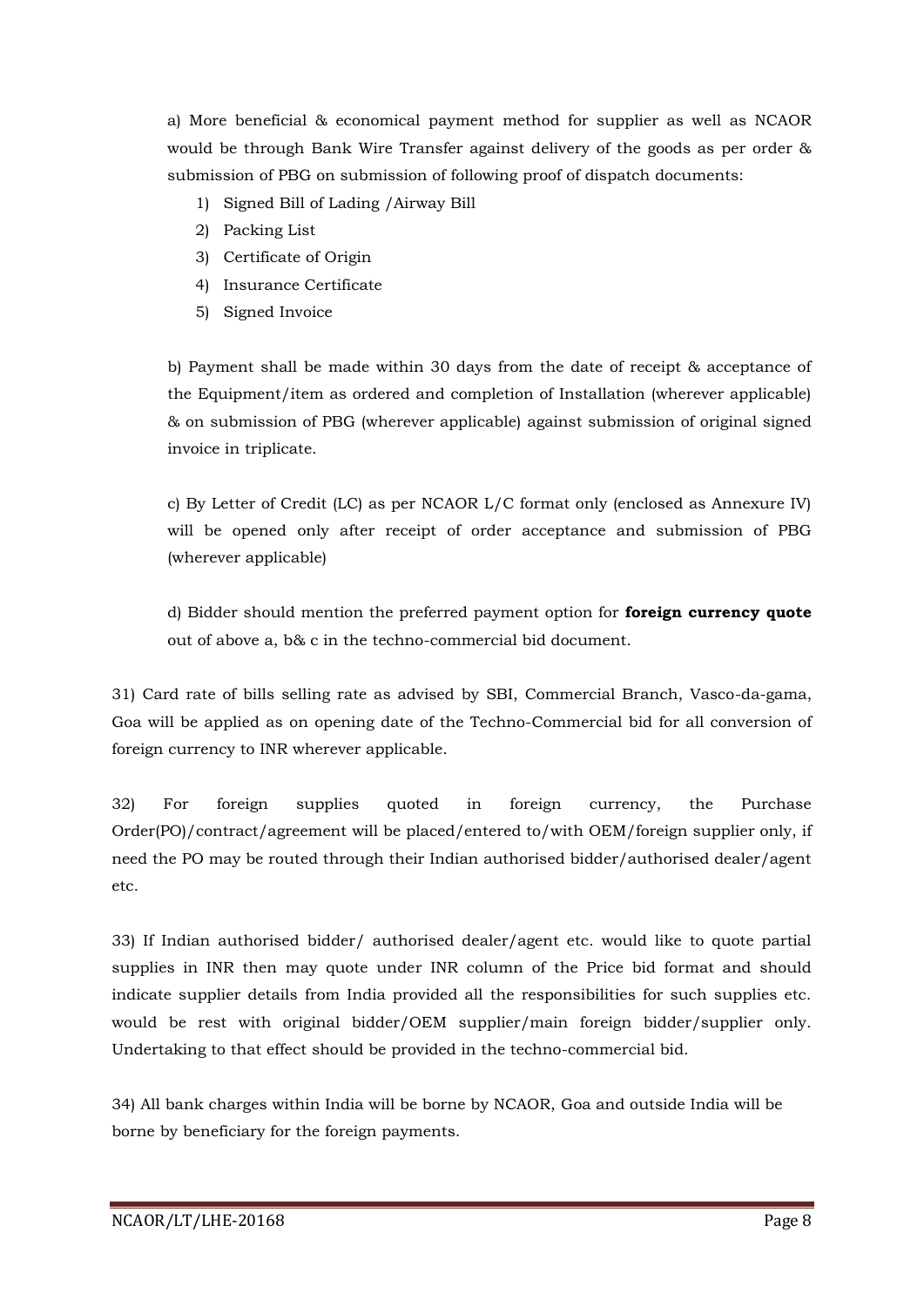a) More beneficial & economical payment method for supplier as well as NCAOR would be through Bank Wire Transfer against delivery of the goods as per order & submission of PBG on submission of following proof of dispatch documents:

1) Signed Bill of Lading /Airway Bill
2) Packing List
3) Certificate of Origin
4) Insurance Certificate
5) Signed Invoice

b) Payment shall be made within 30 days from the date of receipt & acceptance of the Equipment/item as ordered and completion of Installation (wherever applicable) & on submission of PBG (wherever applicable) against submission of original signed invoice in triplicate.

c) By Letter of Credit (LC) as per NCAOR L/C format only (enclosed as Annexure IV) will be opened only after receipt of order acceptance and submission of PBG (wherever applicable)

d) Bidder should mention the preferred payment option for **foreign currency quote** out of above a, b& c in the techno-commercial bid document.

31) Card rate of bills selling rate as advised by SBI, Commercial Branch, Vasco-da-gama, Goa will be applied as on opening date of the Techno-Commercial bid for all conversion of foreign currency to INR wherever applicable.

32) For foreign supplies quoted in foreign currency, the Purchase Order(PO)/contract/agreement will be placed/entered to/with OEM/foreign supplier only, if need the PO may be routed through their Indian authorised bidder/authorised dealer/agent etc.

33) If Indian authorised bidder/ authorised dealer/agent etc. would like to quote partial supplies in INR then may quote under INR column of the Price bid format and should indicate supplier details from India provided all the responsibilities for such supplies etc. would be rest with original bidder/OEM supplier/main foreign bidder/supplier only. Undertaking to that effect should be provided in the techno-commercial bid.

34) All bank charges within India will be borne by NCAOR, Goa and outside India will be borne by beneficiary for the foreign payments.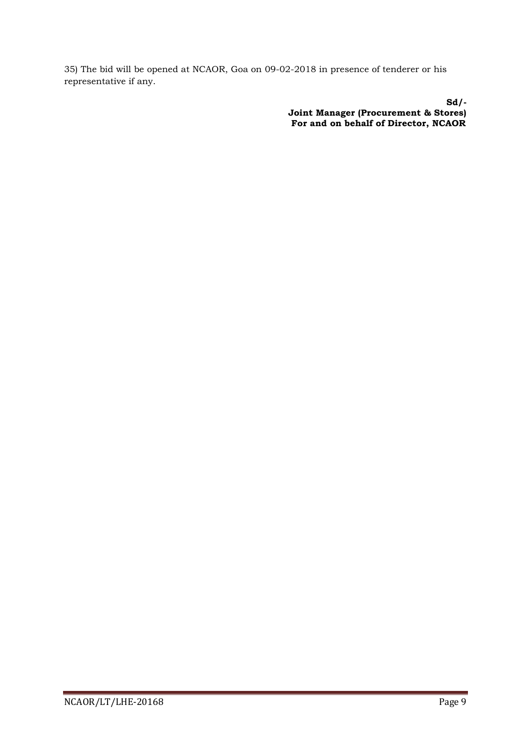35) The bid will be opened at NCAOR, Goa on 09-02-2018 in presence of tenderer or his representative if any.

**Sd/-**
**Joint Manager (Procurement & Stores)**
**For and on behalf of Director, NCAOR**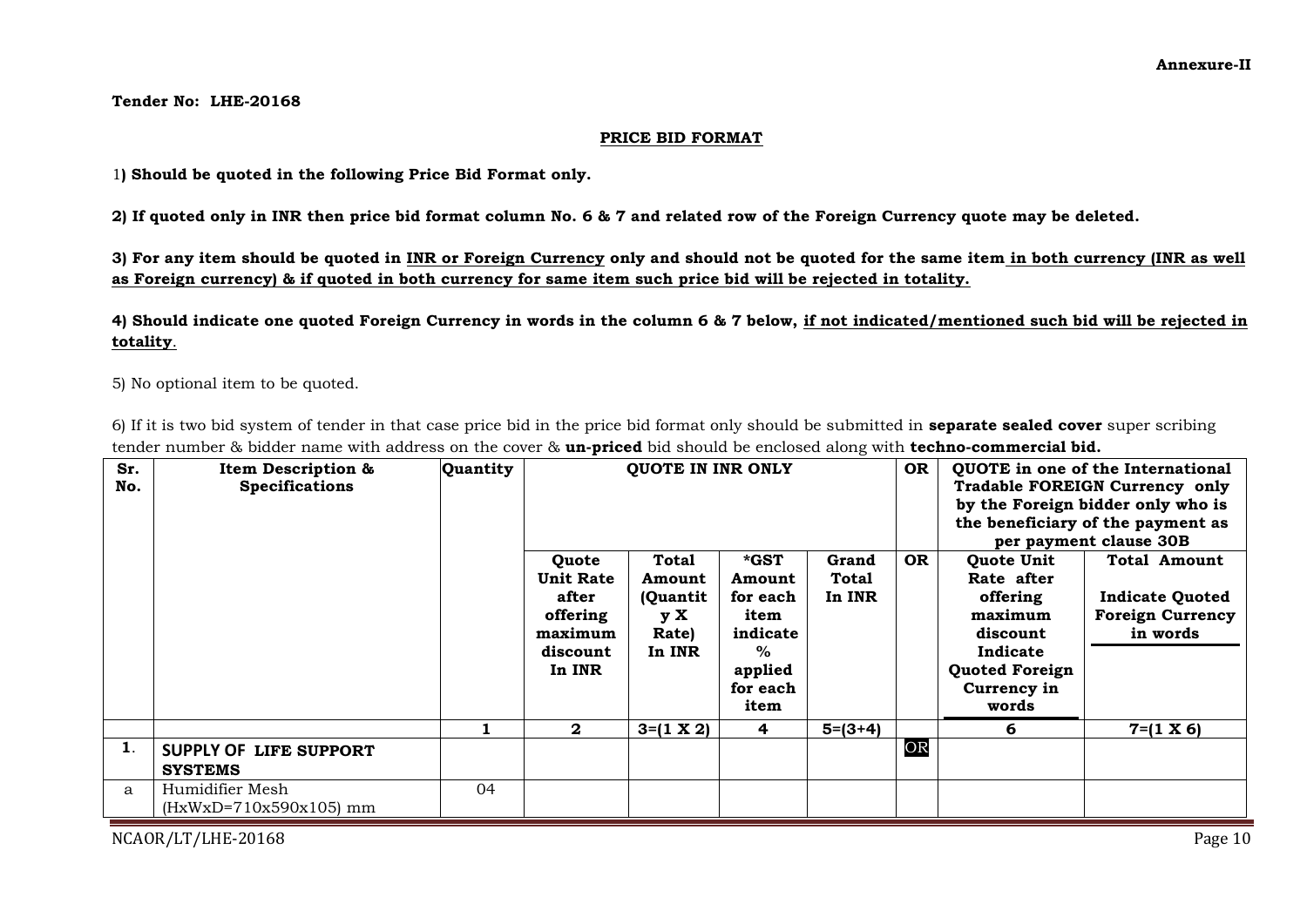**Annexure-II**

**Tender No: LHE-20168**

**PRICE BID FORMAT**

1**) Should be quoted in the following Price Bid Format only.**

**2) If quoted only in INR then price bid format column No. 6 & 7 and related row of the Foreign Currency quote may be deleted.**

**3) For any item should be quoted in INR or Foreign Currency only and should not be quoted for the same item in both currency (INR as well as Foreign currency) & if quoted in both currency for same item such price bid will be rejected in totality.**

**4) Should indicate one quoted Foreign Currency in words in the column 6 & 7 below, if not indicated/mentioned such bid will be rejected in totality.**

5) No optional item to be quoted.

6) If it is two bid system of tender in that case price bid in the price bid format only should be submitted in **separate sealed cover** super scribing tender number & bidder name with address on the cover & **un-priced** bid should be enclosed along with **techno-commercial bid.**

| Sr. No. | Item Description & Specifications | Quantity | QUOTE IN INR ONLY | | | | OR | QUOTE in one of the International Tradable FOREIGN Currency only by the Foreign bidder only who is the beneficiary of the payment as per payment clause 30B | |
|---|---|---|---|---|---|---|---|---|---|
| | | | Quote Unit Rate after offering maximum discount In INR | Total Amount (Quantity X Rate) In INR | *GST Amount for each item indicate % applied for each item | Grand Total In INR | OR | Quote Unit Rate after offering maximum discount Indicate Quoted Foreign Currency in words | Total Amount Indicate Quoted Foreign Currency in words |
| | | 1 | 2 | 3=(1 X 2) | 4 | 5=(3+4) | | 6 | 7=(1 X 6) |
| 1. | **SUPPLY OF LIFE SUPPORT SYSTEMS** | | | | | | OR | | |
| a | Humidifier Mesh (HxWxD=710x590x105) mm | 04 | | | | | | | |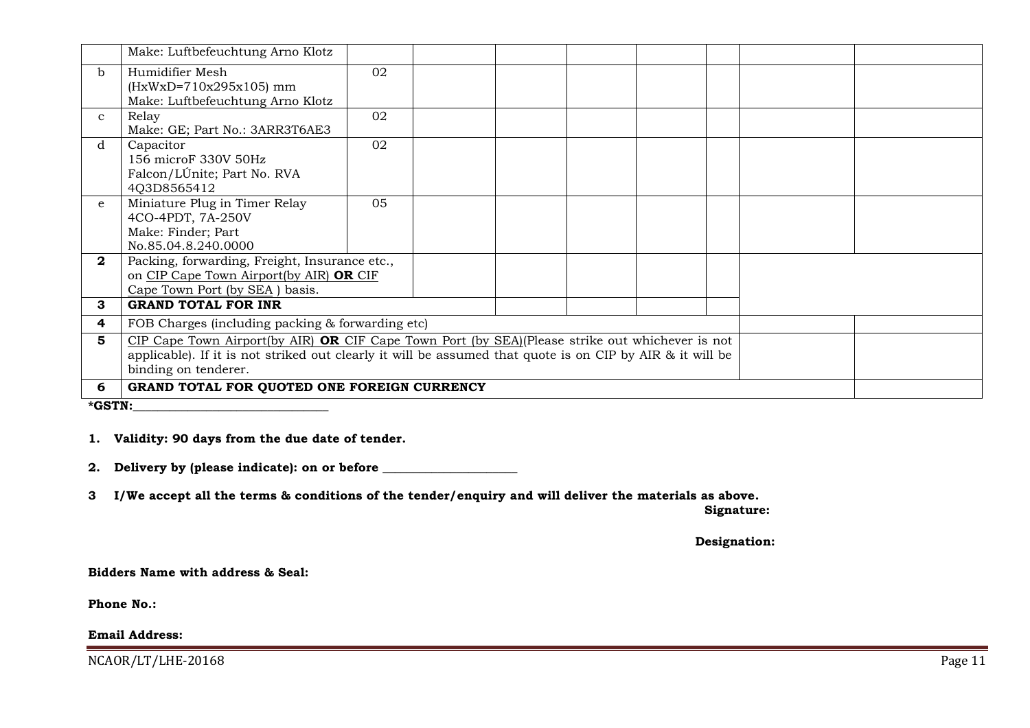| | | | | | | | | | |
|---|---|---|---|---|---|---|---|---|---|
| | Make: Luftbefeuchtung Arno Klotz | | | | | | | | |
| b | Humidifier Mesh<br>(HxWxD=710x295x105) mm<br>Make: Luftbefeuchtung Arno Klotz | 02 | | | | | | | |
| c | Relay<br>Make: GE; Part No.: 3ARR3T6AE3 | 02 | | | | | | | |
| d | Capacitor<br>156 microF 330V 50Hz<br>Falcon/LÚnite; Part No. RVA 4Q3D8565412 | 02 | | | | | | | |
| e | Miniature Plug in Timer Relay<br>4CO-4PDT, 7A-250V<br>Make: Finder; Part No.85.04.8.240.0000 | 05 | | | | | | | |
| **2** | Packing, forwarding, Freight, Insurance etc., on CIP Cape Town Airport(by AIR) **OR** CIF Cape Town Port (by SEA ) basis. | | | | | | | | |
| **3** | **GRAND TOTAL FOR INR** | | | | | | | | |
| **4** | FOB Charges (including packing & forwarding etc) | | | | | | | | |
| **5** | CIP Cape Town Airport(by AIR) **OR** CIF Cape Town Port (by SEA)(Please strike out whichever is not applicable). If it is not striked out clearly it will be assumed that quote is on CIP by AIR & it will be binding on tenderer. | | | | | | | | |
| **6** | **GRAND TOTAL FOR QUOTED ONE FOREIGN CURRENCY** | | | | | | | | |

***GSTN:**_______________________________

1. **Validity: 90 days from the due date of tender.**

2. **Delivery by (please indicate): on or before _____________________**

3. **I/We accept all the terms & conditions of the tender/enquiry and will deliver the materials as above.**

**Signature:**

**Designation:**

**Bidders Name with address & Seal:**

**Phone No.:**

**Email Address:**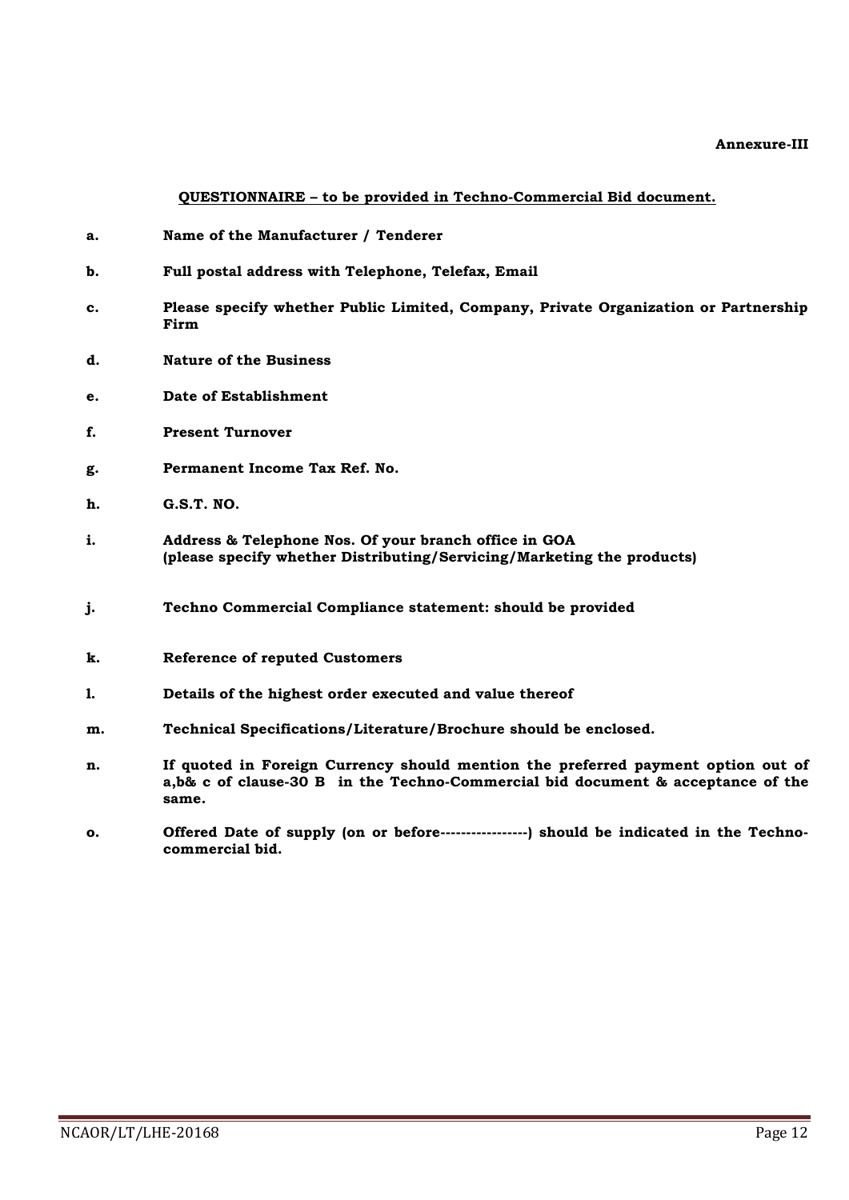**Annexure-III**

**QUESTIONNAIRE – to be provided in Techno-Commercial Bid document.**

**a.** **Name of the Manufacturer / Tenderer**

**b.** **Full postal address with Telephone, Telefax, Email**

**c.** **Please specify whether Public Limited, Company, Private Organization or Partnership Firm**

**d.** **Nature of the Business**

**e.** **Date of Establishment**

**f.** **Present Turnover**

**g.** **Permanent Income Tax Ref. No.**

**h.** **G.S.T. NO.**

**i.** **Address & Telephone Nos. Of your branch office in GOA (please specify whether Distributing/Servicing/Marketing the products)**

**j.** **Techno Commercial Compliance statement: should be provided**

**k.** **Reference of reputed Customers**

**l.** **Details of the highest order executed and value thereof**

**m.** **Technical Specifications/Literature/Brochure should be enclosed.**

**n.** **If quoted in Foreign Currency should mention the preferred payment option out of a,b& c of clause-30 B in the Techno-Commercial bid document & acceptance of the same.**

**o.** **Offered Date of supply (on or before-----------------) should be indicated in the Techno-commercial bid.**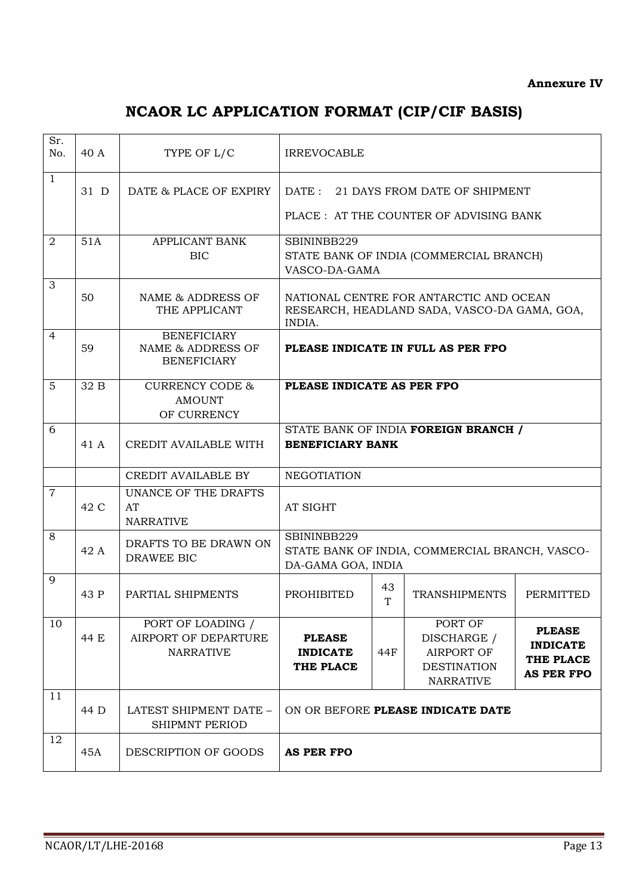**Annexure IV**

# NCAOR LC APPLICATION FORMAT (CIP/CIF BASIS)

| Sr. No. | 40 A | TYPE OF L/C | IRREVOCABLE | | | |
|---|---|---|---|---|---|---|
| 1 | 31 D | DATE & PLACE OF EXPIRY | DATE : 21 DAYS FROM DATE OF SHIPMENT<br>PLACE : AT THE COUNTER OF ADVISING BANK | | | |
| 2 | 51A | APPLICANT BANK BIC | SBININBB229<br>STATE BANK OF INDIA (COMMERCIAL BRANCH) VASCO-DA-GAMA | | | |
| 3 | 50 | NAME & ADDRESS OF THE APPLICANT | NATIONAL CENTRE FOR ANTARCTIC AND OCEAN RESEARCH, HEADLAND SADA, VASCO-DA GAMA, GOA, INDIA. | | | |
| 4 | 59 | BENEFICIARY NAME & ADDRESS OF BENEFICIARY | **PLEASE INDICATE IN FULL AS PER FPO** | | | |
| 5 | 32 B | CURRENCY CODE & AMOUNT OF CURRENCY | **PLEASE INDICATE AS PER FPO** | | | |
| 6 | 41 A | CREDIT AVAILABLE WITH | STATE BANK OF INDIA **FOREIGN BRANCH / BENEFICIARY BANK** | | | |
| | | CREDIT AVAILABLE BY | NEGOTIATION | | | |
| 7 | 42 C | UNANCE OF THE DRAFTS AT NARRATIVE | AT SIGHT | | | |
| 8 | 42 A | DRAFTS TO BE DRAWN ON DRAWEE BIC | SBININBB229<br>STATE BANK OF INDIA, COMMERCIAL BRANCH, VASCO-DA-GAMA GOA, INDIA | | | |
| 9 | 43 P | PARTIAL SHIPMENTS | PROHIBITED | 43 T | TRANSHIPMENTS | PERMITTED |
| 10 | 44 E | PORT OF LOADING / AIRPORT OF DEPARTURE NARRATIVE | **PLEASE INDICATE THE PLACE** | 44F | PORT OF DISCHARGE / AIRPORT OF DESTINATION NARRATIVE | **PLEASE INDICATE THE PLACE AS PER FPO** |
| 11 | 44 D | LATEST SHIPMENT DATE – SHIPMNT PERIOD | ON OR BEFORE **PLEASE INDICATE DATE** | | | |
| 12 | 45A | DESCRIPTION OF GOODS | **AS PER FPO** | | | |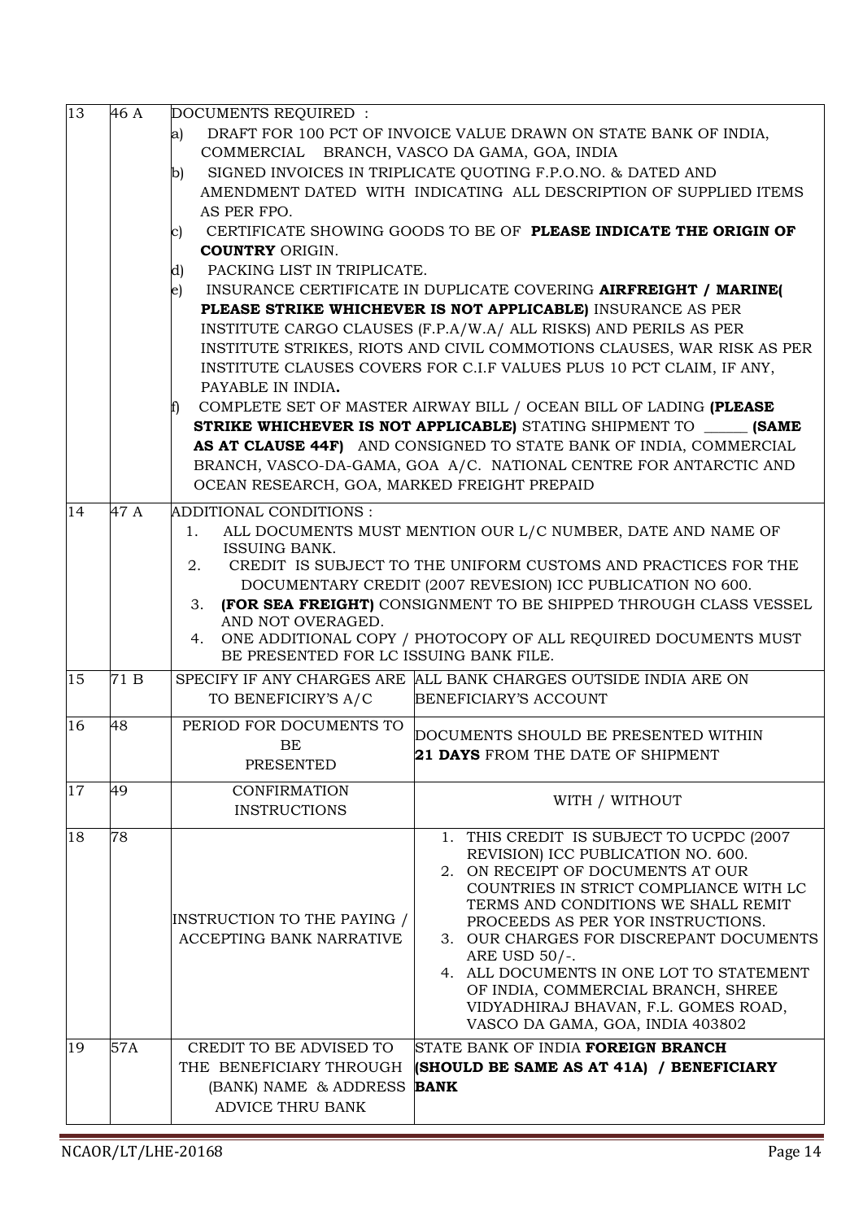| 13 | 46 A | DOCUMENTS REQUIRED :<br>a) DRAFT FOR 100 PCT OF INVOICE VALUE DRAWN ON STATE BANK OF INDIA, COMMERCIAL BRANCH, VASCO DA GAMA, GOA, INDIA<br>b) SIGNED INVOICES IN TRIPLICATE QUOTING F.P.O.NO. & DATED AND AMENDMENT DATED WITH INDICATING ALL DESCRIPTION OF SUPPLIED ITEMS AS PER FPO.<br>c) CERTIFICATE SHOWING GOODS TO BE OF **PLEASE INDICATE THE ORIGIN OF COUNTRY** ORIGIN.<br>d) PACKING LIST IN TRIPLICATE.<br>e) INSURANCE CERTIFICATE IN DUPLICATE COVERING **AIRFREIGHT / MARINE( PLEASE STRIKE WHICHEVER IS NOT APPLICABLE)** INSURANCE AS PER INSTITUTE CARGO CLAUSES (F.P.A/W.A/ ALL RISKS) AND PERILS AS PER INSTITUTE STRIKES, RIOTS AND CIVIL COMMOTIONS CLAUSES, WAR RISK AS PER INSTITUTE CLAUSES COVERS FOR C.I.F VALUES PLUS 10 PCT CLAIM, IF ANY, PAYABLE IN INDIA.<br>f) COMPLETE SET OF MASTER AIRWAY BILL / OCEAN BILL OF LADING **(PLEASE STRIKE WHICHEVER IS NOT APPLICABLE)** STATING SHIPMENT TO ______ **(SAME AS AT CLAUSE 44F)** AND CONSIGNED TO STATE BANK OF INDIA, COMMERCIAL BRANCH, VASCO-DA-GAMA, GOA A/C. NATIONAL CENTRE FOR ANTARCTIC AND OCEAN RESEARCH, GOA, MARKED FREIGHT PREPAID | |
|---|---|---|---|
| 14 | 47 A | ADDITIONAL CONDITIONS :<br>1. ALL DOCUMENTS MUST MENTION OUR L/C NUMBER, DATE AND NAME OF ISSUING BANK.<br>2. CREDIT IS SUBJECT TO THE UNIFORM CUSTOMS AND PRACTICES FOR THE DOCUMENTARY CREDIT (2007 REVESION) ICC PUBLICATION NO 600.<br>3. **(FOR SEA FREIGHT)** CONSIGNMENT TO BE SHIPPED THROUGH CLASS VESSEL AND NOT OVERAGED.<br>4. ONE ADDITIONAL COPY / PHOTOCOPY OF ALL REQUIRED DOCUMENTS MUST BE PRESENTED FOR LC ISSUING BANK FILE. | |
| 15 | 71 B | SPECIFY IF ANY CHARGES ARE TO BENEFICIRY'S A/C | ALL BANK CHARGES OUTSIDE INDIA ARE ON BENEFICIARY'S ACCOUNT |
| 16 | 48 | PERIOD FOR DOCUMENTS TO BE PRESENTED | DOCUMENTS SHOULD BE PRESENTED WITHIN **21 DAYS** FROM THE DATE OF SHIPMENT |
| 17 | 49 | CONFIRMATION INSTRUCTIONS | WITH / WITHOUT |
| 18 | 78 | INSTRUCTION TO THE PAYING / ACCEPTING BANK NARRATIVE | 1. THIS CREDIT IS SUBJECT TO UCPDC (2007 REVISION) ICC PUBLICATION NO. 600.<br>2. ON RECEIPT OF DOCUMENTS AT OUR COUNTRIES IN STRICT COMPLIANCE WITH LC TERMS AND CONDITIONS WE SHALL REMIT PROCEEDS AS PER YOR INSTRUCTIONS.<br>3. OUR CHARGES FOR DISCREPANT DOCUMENTS ARE USD 50/-.<br>4. ALL DOCUMENTS IN ONE LOT TO STATEMENT OF INDIA, COMMERCIAL BRANCH, SHREE VIDYADHIRAJ BHAVAN, F.L. GOMES ROAD, VASCO DA GAMA, GOA, INDIA 403802 |
| 19 | 57A | CREDIT TO BE ADVISED TO THE BENEFICIARY THROUGH (BANK) NAME & ADDRESS ADVICE THRU BANK | STATE BANK OF INDIA **FOREIGN BRANCH (SHOULD BE SAME AS AT 41A) / BENEFICIARY BANK** |

NCAOR/LT/LHE-20168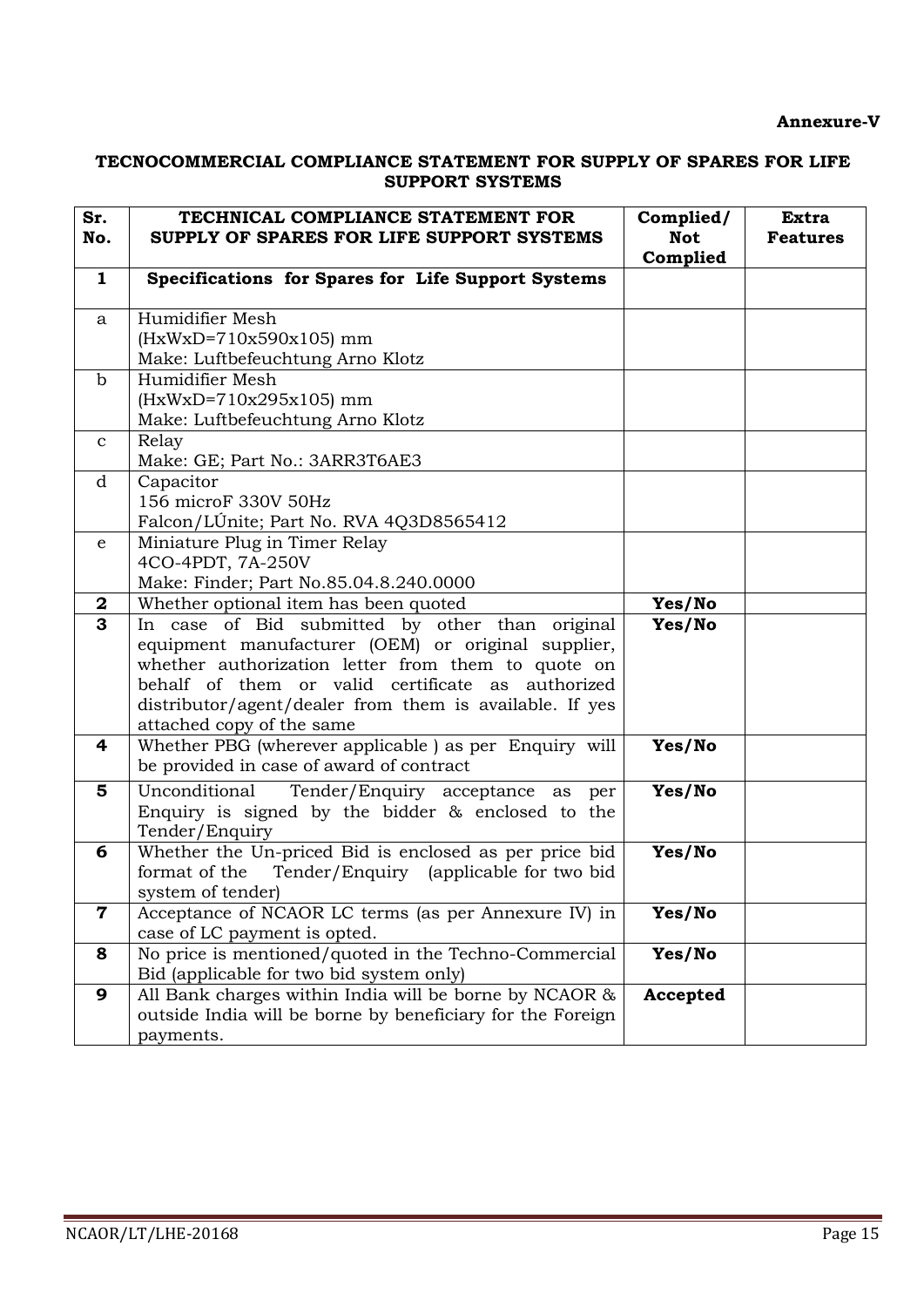**Annexure-V**

## TECNOCOMMERCIAL COMPLIANCE STATEMENT FOR SUPPLY OF SPARES FOR LIFE SUPPORT SYSTEMS

| Sr. No. | TECHNICAL COMPLIANCE STATEMENT FOR SUPPLY OF SPARES FOR LIFE SUPPORT SYSTEMS | Complied/ Not Complied | Extra Features |
|---|---|---|---|
| **1** | **Specifications for Spares for Life Support Systems** | | |
| a | Humidifier Mesh<br>(HxWxD=710x590x105) mm<br>Make: Luftbefeuchtung Arno Klotz | | |
| b | Humidifier Mesh<br>(HxWxD=710x295x105) mm<br>Make: Luftbefeuchtung Arno Klotz | | |
| c | Relay<br>Make: GE; Part No.: 3ARR3T6AE3 | | |
| d | Capacitor<br>156 microF 330V 50Hz<br>Falcon/LÚnite; Part No. RVA 4Q3D8565412 | | |
| e | Miniature Plug in Timer Relay<br>4CO-4PDT, 7A-250V<br>Make: Finder; Part No.85.04.8.240.0000 | | |
| **2** | Whether optional item has been quoted | **Yes/No** | |
| **3** | In case of Bid submitted by other than original equipment manufacturer (OEM) or original supplier, whether authorization letter from them to quote on behalf of them or valid certificate as authorized distributor/agent/dealer from them is available. If yes attached copy of the same | **Yes/No** | |
| **4** | Whether PBG (wherever applicable ) as per Enquiry will be provided in case of award of contract | **Yes/No** | |
| **5** | Unconditional Tender/Enquiry acceptance as per Enquiry is signed by the bidder & enclosed to the Tender/Enquiry | **Yes/No** | |
| **6** | Whether the Un-priced Bid is enclosed as per price bid format of the Tender/Enquiry (applicable for two bid system of tender) | **Yes/No** | |
| **7** | Acceptance of NCAOR LC terms (as per Annexure IV) in case of LC payment is opted. | **Yes/No** | |
| **8** | No price is mentioned/quoted in the Techno-Commercial Bid (applicable for two bid system only) | **Yes/No** | |
| **9** | All Bank charges within India will be borne by NCAOR & outside India will be borne by beneficiary for the Foreign payments. | **Accepted** | |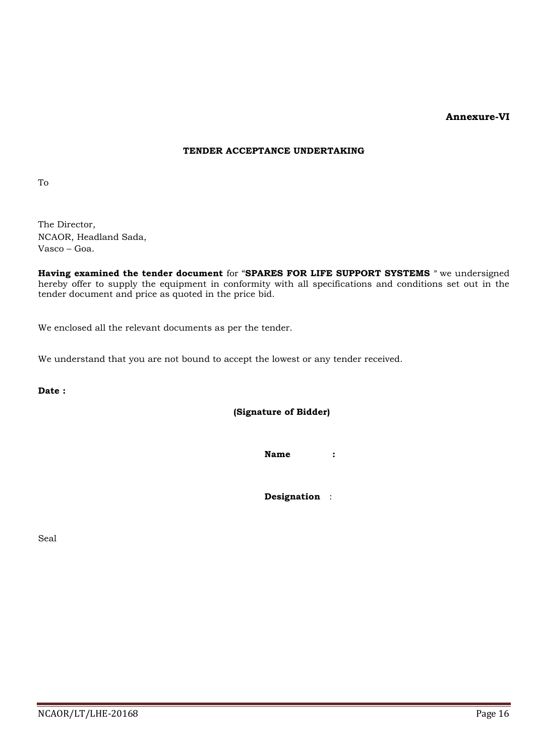**Annexure-VI**

**TENDER ACCEPTANCE UNDERTAKING**

To

The Director,
NCAOR, Headland Sada,
Vasco – Goa.

**Having examined the tender document** for "**SPARES FOR LIFE SUPPORT SYSTEMS** " we undersigned hereby offer to supply the equipment in conformity with all specifications and conditions set out in the tender document and price as quoted in the price bid.

We enclosed all the relevant documents as per the tender.

We understand that you are not bound to accept the lowest or any tender received.

**Date :**

**(Signature of Bidder)**

**Name :**

**Designation** :

Seal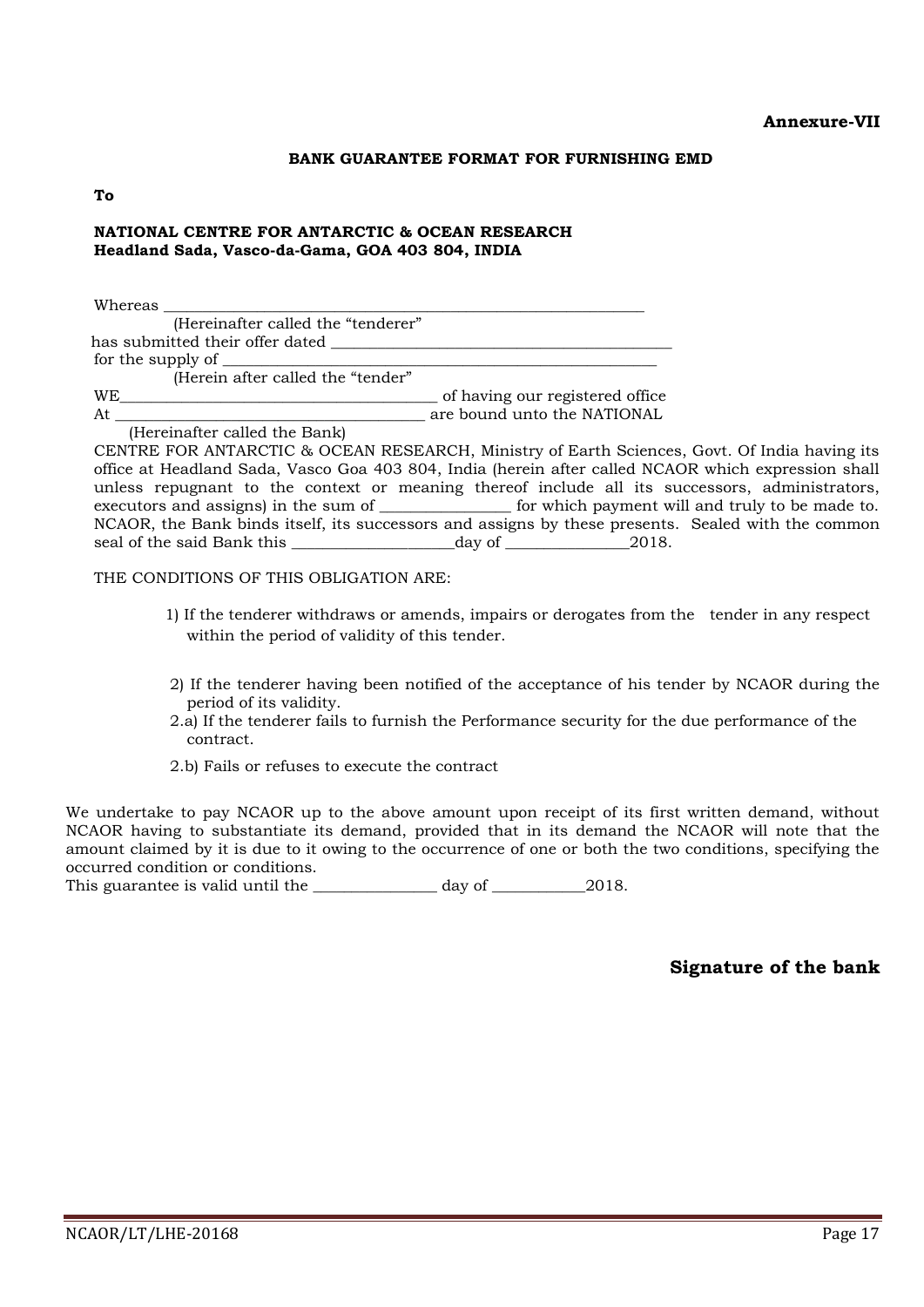**Annexure-VII**

**BANK GUARANTEE FORMAT FOR FURNISHING EMD**

**To**

**NATIONAL CENTRE FOR ANTARCTIC & OCEAN RESEARCH**
**Headland Sada, Vasco-da-Gama, GOA 403 804, INDIA**

Whereas ______________________________________________________________
(Hereinafter called the "tenderer"
has submitted their offer dated ____________________________________________
for the supply of ______________________________________________________
(Herein after called the "tender"
WE_________________________________________ of having our registered office
At _________________________________________ are bound unto the NATIONAL
(Hereinafter called the Bank)
CENTRE FOR ANTARCTIC & OCEAN RESEARCH, Ministry of Earth Sciences, Govt. Of India having its office at Headland Sada, Vasco Goa 403 804, India (herein after called NCAOR which expression shall unless repugnant to the context or meaning thereof include all its successors, administrators, executors and assigns) in the sum of ________________ for which payment will and truly to be made to. NCAOR, the Bank binds itself, its successors and assigns by these presents. Sealed with the common seal of the said Bank this ____________________day of _______________2018.

THE CONDITIONS OF THIS OBLIGATION ARE:

1) If the tenderer withdraws or amends, impairs or derogates from the tender in any respect within the period of validity of this tender.

2) If the tenderer having been notified of the acceptance of his tender by NCAOR during the period of its validity.

2.a) If the tenderer fails to furnish the Performance security for the due performance of the contract.

2.b) Fails or refuses to execute the contract

We undertake to pay NCAOR up to the above amount upon receipt of its first written demand, without NCAOR having to substantiate its demand, provided that in its demand the NCAOR will note that the amount claimed by it is due to it owing to the occurrence of one or both the two conditions, specifying the occurred condition or conditions.
This guarantee is valid until the _______________ day of ___________2018.

**Signature of the bank**